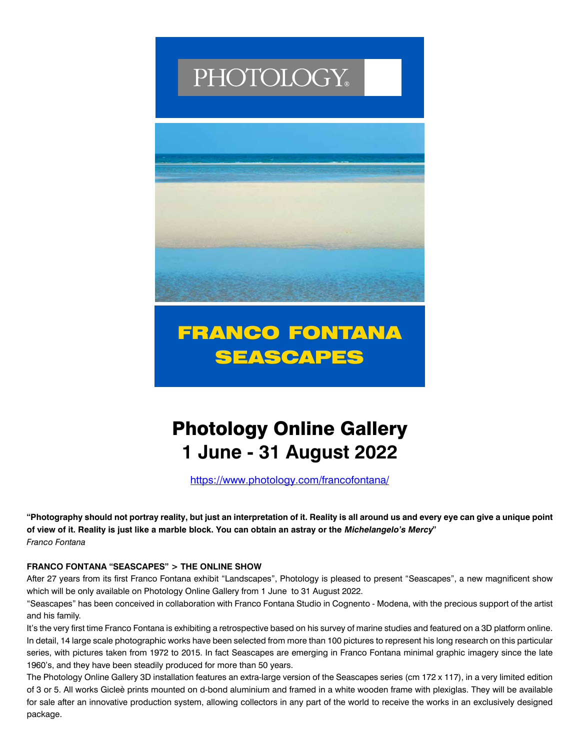PHOTOLOGY®

# FRANCO FONTANA SEASCAPES

## Photology Online Gallery
## 1 June - 31 August 2022

https://www.photology.com/francofontana/

**"Photography should not portray reality, but just an interpretation of it. Reality is all around us and every eye can give a unique point of view of it. Reality is just like a marble block. You can obtain an astray or the *Michelangelo's Mercy*"**
*Franco Fontana*

**FRANCO FONTANA "SEASCAPES" > THE ONLINE SHOW**

After 27 years from its first Franco Fontana exhibit "Landscapes", Photology is pleased to present "Seascapes", a new magnificent show which will be only available on Photology Online Gallery from 1 June to 31 August 2022.

"Seascapes" has been conceived in collaboration with Franco Fontana Studio in Cognento - Modena, with the precious support of the artist and his family.

It's the very first time Franco Fontana is exhibiting a retrospective based on his survey of marine studies and featured on a 3D platform online. In detail, 14 large scale photographic works have been selected from more than 100 pictures to represent his long research on this particular series, with pictures taken from 1972 to 2015. In fact Seascapes are emerging in Franco Fontana minimal graphic imagery since the late 1960's, and they have been steadily produced for more than 50 years.

The Photology Online Gallery 3D installation features an extra-large version of the Seascapes series (cm 172 x 117), in a very limited edition of 3 or 5. All works Gicleè prints mounted on d-bond aluminium and framed in a white wooden frame with plexiglas. They will be available for sale after an innovative production system, allowing collectors in any part of the world to receive the works in an exclusively designed package.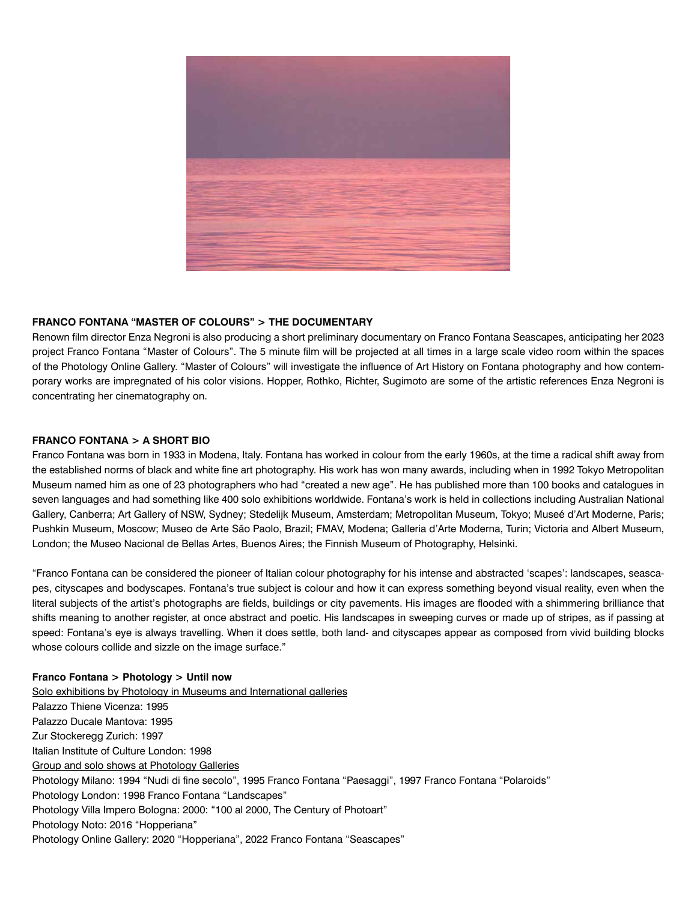**FRANCO FONTANA “MASTER OF COLOURS” > THE DOCUMENTARY**

Renown film director Enza Negroni is also producing a short preliminary documentary on Franco Fontana Seascapes, anticipating her 2023 project Franco Fontana “Master of Colours”. The 5 minute film will be projected at all times in a large scale video room within the spaces of the Photology Online Gallery. “Master of Colours” will investigate the influence of Art History on Fontana photography and how contemporary works are impregnated of his color visions. Hopper, Rothko, Richter, Sugimoto are some of the artistic references Enza Negroni is concentrating her cinematography on.

**FRANCO FONTANA > A SHORT BIO**

Franco Fontana was born in 1933 in Modena, Italy. Fontana has worked in colour from the early 1960s, at the time a radical shift away from the established norms of black and white fine art photography. His work has won many awards, including when in 1992 Tokyo Metropolitan Museum named him as one of 23 photographers who had “created a new age”. He has published more than 100 books and catalogues in seven languages and had something like 400 solo exhibitions worldwide. Fontana’s work is held in collections including Australian National Gallery, Canberra; Art Gallery of NSW, Sydney; Stedelijk Museum, Amsterdam; Metropolitan Museum, Tokyo; Museé d’Art Moderne, Paris; Pushkin Museum, Moscow; Museo de Arte São Paolo, Brazil; FMAV, Modena; Galleria d’Arte Moderna, Turin; Victoria and Albert Museum, London; the Museo Nacional de Bellas Artes, Buenos Aires; the Finnish Museum of Photography, Helsinki.

“Franco Fontana can be considered the pioneer of Italian colour photography for his intense and abstracted ‘scapes’: landscapes, seascapes, cityscapes and bodyscapes. Fontana’s true subject is colour and how it can express something beyond visual reality, even when the literal subjects of the artist’s photographs are fields, buildings or city pavements. His images are flooded with a shimmering brilliance that shifts meaning to another register, at once abstract and poetic. His landscapes in sweeping curves or made up of stripes, as if passing at speed: Fontana’s eye is always travelling. When it does settle, both land- and cityscapes appear as composed from vivid building blocks whose colours collide and sizzle on the image surface.”

**Franco Fontana > Photology > Until now**

Solo exhibitions by Photology in Museums and International galleries

Palazzo Thiene Vicenza: 1995
Palazzo Ducale Mantova: 1995
Zur Stockeregg Zurich: 1997
Italian Institute of Culture London: 1998

Group and solo shows at Photology Galleries

Photology Milano: 1994 “Nudi di fine secolo”, 1995 Franco Fontana “Paesaggi”, 1997 Franco Fontana “Polaroids”
Photology London: 1998 Franco Fontana “Landscapes”
Photology Villa Impero Bologna: 2000: “100 al 2000, The Century of Photoart”
Photology Noto: 2016 “Hopperiana”
Photology Online Gallery: 2020 “Hopperiana”, 2022 Franco Fontana “Seascapes”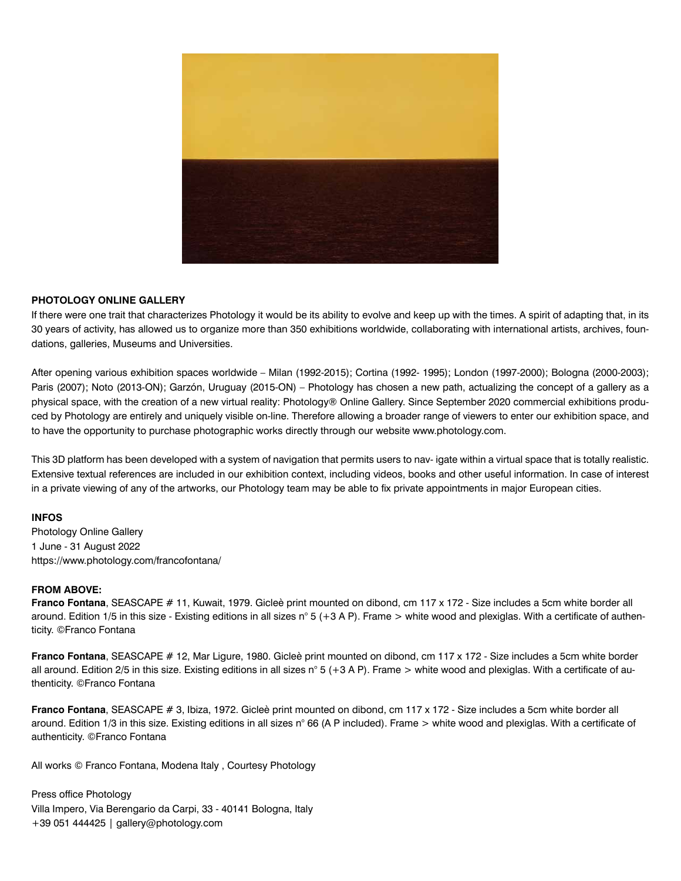**PHOTOLOGY ONLINE GALLERY**

If there were one trait that characterizes Photology it would be its ability to evolve and keep up with the times. A spirit of adapting that, in its 30 years of activity, has allowed us to organize more than 350 exhibitions worldwide, collaborating with international artists, archives, foundations, galleries, Museums and Universities.

After opening various exhibition spaces worldwide – Milan (1992-2015); Cortina (1992- 1995); London (1997-2000); Bologna (2000-2003); Paris (2007); Noto (2013-ON); Garzón, Uruguay (2015-ON) – Photology has chosen a new path, actualizing the concept of a gallery as a physical space, with the creation of a new virtual reality: Photology® Online Gallery. Since September 2020 commercial exhibitions produced by Photology are entirely and uniquely visible on-line. Therefore allowing a broader range of viewers to enter our exhibition space, and to have the opportunity to purchase photographic works directly through our website www.photology.com.

This 3D platform has been developed with a system of navigation that permits users to nav- igate within a virtual space that is totally realistic. Extensive textual references are included in our exhibition context, including videos, books and other useful information. In case of interest in a private viewing of any of the artworks, our Photology team may be able to fix private appointments in major European cities.

**INFOS**

Photology Online Gallery
1 June - 31 August 2022
https://www.photology.com/francofontana/

**FROM ABOVE:**

**Franco Fontana**, SEASCAPE # 11, Kuwait, 1979. Gicleè print mounted on dibond, cm 117 x 172 - Size includes a 5cm white border all around. Edition 1/5 in this size - Existing editions in all sizes n° 5 (+3 A P). Frame > white wood and plexiglas. With a certificate of authenticity. ©Franco Fontana

**Franco Fontana**, SEASCAPE # 12, Mar Ligure, 1980. Gicleè print mounted on dibond, cm 117 x 172 - Size includes a 5cm white border all around. Edition 2/5 in this size. Existing editions in all sizes n° 5 (+3 A P). Frame > white wood and plexiglas. With a certificate of authenticity. ©Franco Fontana

**Franco Fontana**, SEASCAPE # 3, Ibiza, 1972. Gicleè print mounted on dibond, cm 117 x 172 - Size includes a 5cm white border all around. Edition 1/3 in this size. Existing editions in all sizes n° 66 (A P included). Frame > white wood and plexiglas. With a certificate of authenticity. ©Franco Fontana

All works © Franco Fontana, Modena Italy , Courtesy Photology

Press office Photology
Villa Impero, Via Berengario da Carpi, 33 - 40141 Bologna, Italy
+39 051 444425 | gallery@photology.com